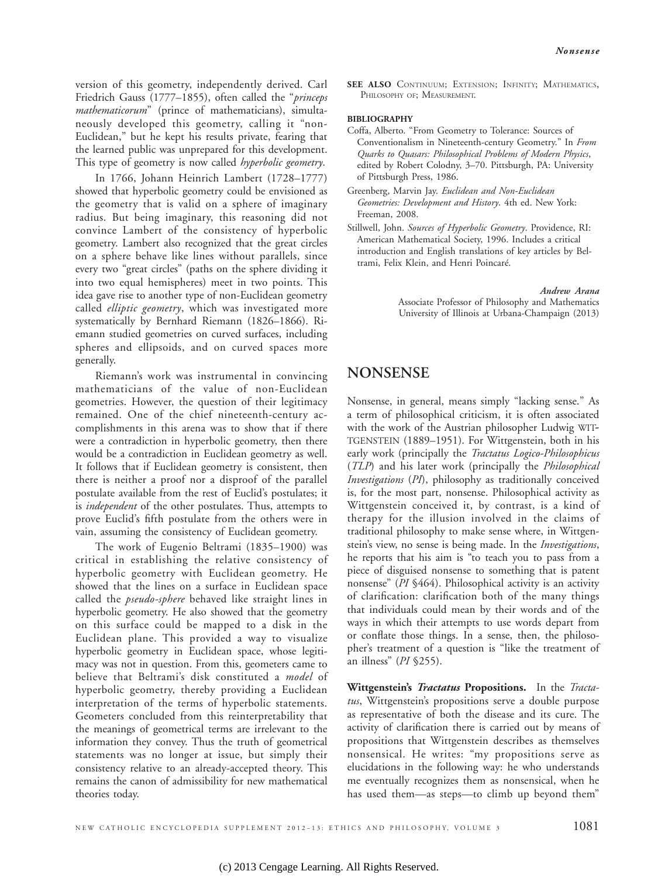version of this geometry, independently derived. Carl Friedrich Gauss (1777–1855), often called the "*princeps mathematicorum*" (prince of mathematicians), simultaneously developed this geometry, calling it "non-Euclidean," but he kept his results private, fearing that the learned public was unprepared for this development. This type of geometry is now called *hyperbolic geometry*.

In 1766, Johann Heinrich Lambert (1728–1777) showed that hyperbolic geometry could be envisioned as the geometry that is valid on a sphere of imaginary radius. But being imaginary, this reasoning did not convince Lambert of the consistency of hyperbolic geometry. Lambert also recognized that the great circles on a sphere behave like lines without parallels, since every two "great circles" (paths on the sphere dividing it into two equal hemispheres) meet in two points. This idea gave rise to another type of non-Euclidean geometry called *elliptic geometry*, which was investigated more systematically by Bernhard Riemann (1826–1866). Riemann studied geometries on curved surfaces, including spheres and ellipsoids, and on curved spaces more generally.

Riemann's work was instrumental in convincing mathematicians of the value of non-Euclidean geometries. However, the question of their legitimacy remained. One of the chief nineteenth-century accomplishments in this arena was to show that if there were a contradiction in hyperbolic geometry, then there would be a contradiction in Euclidean geometry as well. It follows that if Euclidean geometry is consistent, then there is neither a proof nor a disproof of the parallel postulate available from the rest of Euclid's postulates; it is *independent* of the other postulates. Thus, attempts to prove Euclid's fifth postulate from the others were in vain, assuming the consistency of Euclidean geometry.

The work of Eugenio Beltrami (1835–1900) was critical in establishing the relative consistency of hyperbolic geometry with Euclidean geometry. He showed that the lines on a surface in Euclidean space called the *pseudo-sphere* behaved like straight lines in hyperbolic geometry. He also showed that the geometry on this surface could be mapped to a disk in the Euclidean plane. This provided a way to visualize hyperbolic geometry in Euclidean space, whose legitimacy was not in question. From this, geometers came to believe that Beltrami's disk constituted a *model* of hyperbolic geometry, thereby providing a Euclidean interpretation of the terms of hyperbolic statements. Geometers concluded from this reinterpretability that the meanings of geometrical terms are irrelevant to the information they convey. Thus the truth of geometrical statements was no longer at issue, but simply their consistency relative to an already-accepted theory. This remains the canon of admissibility for new mathematical theories today.

**SEE ALSO** Continuum; Extension; Infinity; Mathematics, Philosophy of; Measurement.

**BIBLIOGRAPHY**

Coffa, Alberto. "From Geometry to Tolerance: Sources of Conventionalism in Nineteenth-century Geometry." In *From Quarks to Quasars: Philosophical Problems of Modern Physics*, edited by Robert Colodny, 3–70. Pittsburgh, PA: University of Pittsburgh Press, 1986.

Greenberg, Marvin Jay. *Euclidean and Non-Euclidean Geometries: Development and History*. 4th ed. New York: Freeman, 2008.

Stillwell, John. *Sources of Hyperbolic Geometry*. Providence, RI: American Mathematical Society, 1996. Includes a critical introduction and English translations of key articles by Beltrami, Felix Klein, and Henri Poincaré.

***Andrew Arana***
Associate Professor of Philosophy and Mathematics
University of Illinois at Urbana-Champaign (2013)

## NONSENSE

Nonsense, in general, means simply "lacking sense." As a term of philosophical criticism, it is often associated with the work of the Austrian philosopher Ludwig Wittgenstein (1889–1951). For Wittgenstein, both in his early work (principally the *Tractatus Logico-Philosophicus* (*TLP*) and his later work (principally the *Philosophical Investigations* (*PI*), philosophy as traditionally conceived is, for the most part, nonsense. Philosophical activity as Wittgenstein conceived it, by contrast, is a kind of therapy for the illusion involved in the claims of traditional philosophy to make sense where, in Wittgenstein's view, no sense is being made. In the *Investigations*, he reports that his aim is "to teach you to pass from a piece of disguised nonsense to something that is patent nonsense" (*PI* §464). Philosophical activity is an activity of clarification: clarification both of the many things that individuals could mean by their words and of the ways in which their attempts to use words depart from or conflate those things. In a sense, then, the philosopher's treatment of a question is "like the treatment of an illness" (*PI* §255).

**Wittgenstein's *Tractatus* Propositions.** In the *Tractatus*, Wittgenstein's propositions serve a double purpose as representative of both the disease and its cure. The activity of clarification there is carried out by means of propositions that Wittgenstein describes as themselves nonsensical. He writes: "my propositions serve as elucidations in the following way: he who understands me eventually recognizes them as nonsensical, when he has used them—as steps—to climb up beyond them"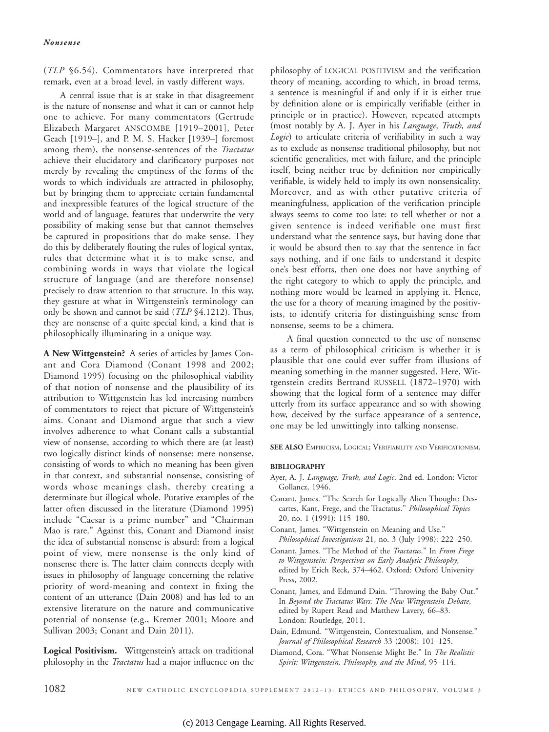(*TLP* §6.54). Commentators have interpreted that remark, even at a broad level, in vastly different ways.

A central issue that is at stake in that disagreement is the nature of nonsense and what it can or cannot help one to achieve. For many commentators (Gertrude Elizabeth Margaret ANSCOMBE [1919–2001], Peter Geach [1919–], and P. M. S. Hacker [1939–] foremost among them), the nonsense-sentences of the *Tractatus* achieve their elucidatory and clarificatory purposes not merely by revealing the emptiness of the forms of the words to which individuals are attracted in philosophy, but by bringing them to appreciate certain fundamental and inexpressible features of the logical structure of the world and of language, features that underwrite the very possibility of making sense but that cannot themselves be captured in propositions that do make sense. They do this by deliberately flouting the rules of logical syntax, rules that determine what it is to make sense, and combining words in ways that violate the logical structure of language (and are therefore nonsense) precisely to draw attention to that structure. In this way, they gesture at what in Wittgenstein's terminology can only be shown and cannot be said (*TLP* §4.1212). Thus, they are nonsense of a quite special kind, a kind that is philosophically illuminating in a unique way.

**A New Wittgenstein?** A series of articles by James Conant and Cora Diamond (Conant 1998 and 2002; Diamond 1995) focusing on the philosophical viability of that notion of nonsense and the plausibility of its attribution to Wittgenstein has led increasing numbers of commentators to reject that picture of Wittgenstein's aims. Conant and Diamond argue that such a view involves adherence to what Conant calls a substantial view of nonsense, according to which there are (at least) two logically distinct kinds of nonsense: mere nonsense, consisting of words to which no meaning has been given in that context, and substantial nonsense, consisting of words whose meanings clash, thereby creating a determinate but illogical whole. Putative examples of the latter often discussed in the literature (Diamond 1995) include "Caesar is a prime number" and "Chairman Mao is rare." Against this, Conant and Diamond insist the idea of substantial nonsense is absurd: from a logical point of view, mere nonsense is the only kind of nonsense there is. The latter claim connects deeply with issues in philosophy of language concerning the relative priority of word-meaning and context in fixing the content of an utterance (Dain 2008) and has led to an extensive literature on the nature and communicative potential of nonsense (e.g., Kremer 2001; Moore and Sullivan 2003; Conant and Dain 2011).

**Logical Positivism.** Wittgenstein's attack on traditional philosophy in the *Tractatus* had a major influence on the philosophy of LOGICAL POSITIVISM and the verification theory of meaning, according to which, in broad terms, a sentence is meaningful if and only if it is either true by definition alone or is empirically verifiable (either in principle or in practice). However, repeated attempts (most notably by A. J. Ayer in his *Language, Truth, and Logic*) to articulate criteria of verifiability in such a way as to exclude as nonsense traditional philosophy, but not scientific generalities, met with failure, and the principle itself, being neither true by definition nor empirically verifiable, is widely held to imply its own nonsensicality. Moreover, and as with other putative criteria of meaningfulness, application of the verification principle always seems to come too late: to tell whether or not a given sentence is indeed verifiable one must first understand what the sentence says, but having done that it would be absurd then to say that the sentence in fact says nothing, and if one fails to understand it despite one's best efforts, then one does not have anything of the right category to which to apply the principle, and nothing more would be learned in applying it. Hence, the use for a theory of meaning imagined by the positivists, to identify criteria for distinguishing sense from nonsense, seems to be a chimera.

A final question connected to the use of nonsense as a term of philosophical criticism is whether it is plausible that one could ever suffer from illusions of meaning something in the manner suggested. Here, Wittgenstein credits Bertrand RUSSELL (1872–1970) with showing that the logical form of a sentence may differ utterly from its surface appearance and so with showing how, deceived by the surface appearance of a sentence, one may be led unwittingly into talking nonsense.

**SEE ALSO** Empiricism, Logical; Verifiability and Verificationism.

**BIBLIOGRAPHY**

Ayer, A. J. *Language, Truth, and Logic*. 2nd ed. London: Victor Gollancz, 1946.

Conant, James. "The Search for Logically Alien Thought: Descartes, Kant, Frege, and the Tractatus." *Philosophical Topics* 20, no. 1 (1991): 115–180.

Conant, James. "Wittgenstein on Meaning and Use." *Philosophical Investigations* 21, no. 3 (July 1998): 222–250.

Conant, James. "The Method of the *Tractatus*." In *From Frege to Wittgenstein: Perspectives on Early Analytic Philosophy*, edited by Erich Reck, 374–462. Oxford: Oxford University Press, 2002.

Conant, James, and Edmund Dain. "Throwing the Baby Out." In *Beyond the Tractatus Wars: The New Wittgenstein Debate*, edited by Rupert Read and Matthew Lavery, 66–83. London: Routledge, 2011.

Dain, Edmund. "Wittgenstein, Contextualism, and Nonsense." *Journal of Philosophical Research* 33 (2008): 101–125.

Diamond, Cora. "What Nonsense Might Be." In *The Realistic Spirit: Wittgenstein, Philosophy, and the Mind*, 95–114.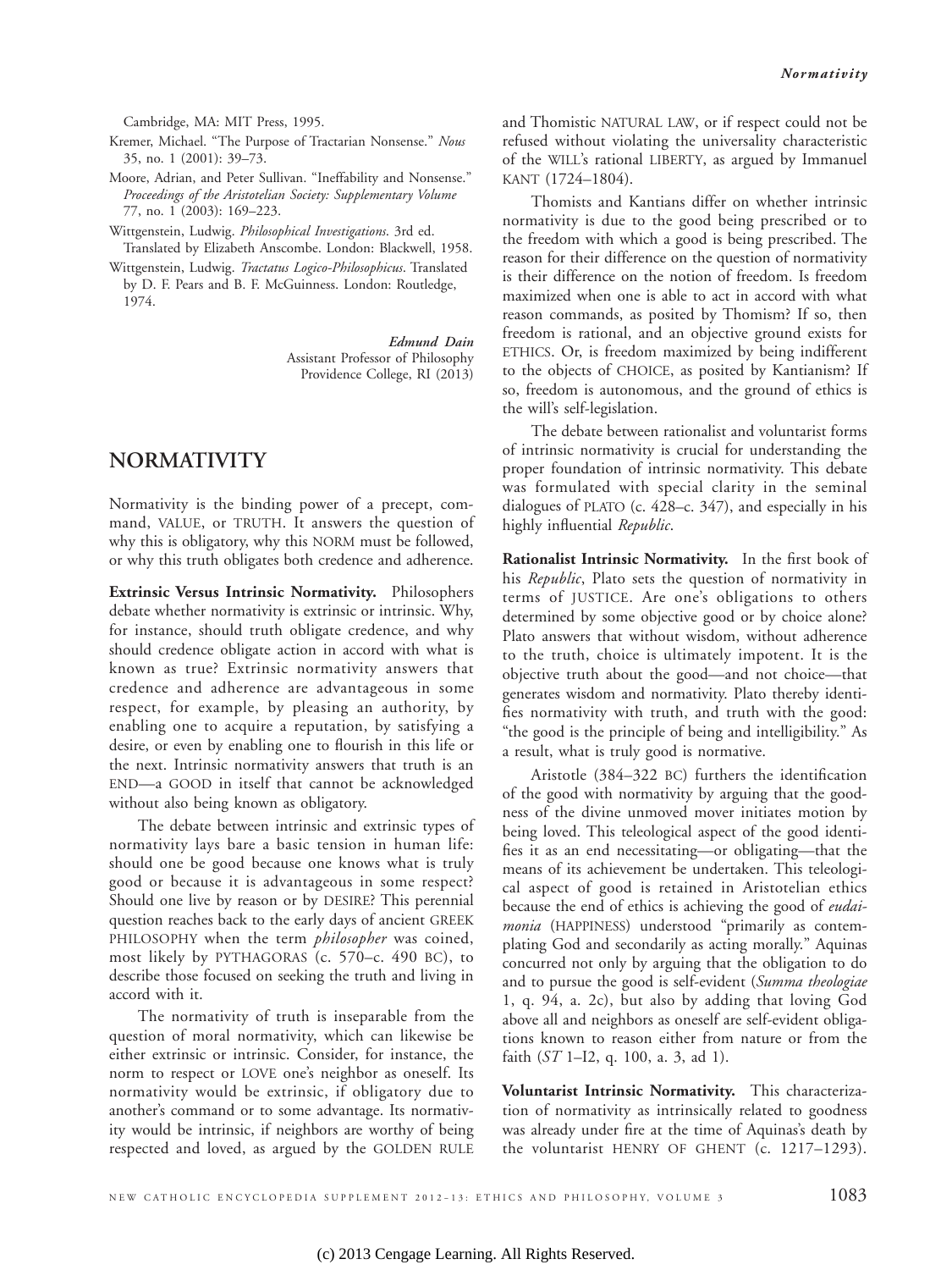Cambridge, MA: MIT Press, 1995.

Kremer, Michael. "The Purpose of Tractarian Nonsense." *Nous* 35, no. 1 (2001): 39–73.

Moore, Adrian, and Peter Sullivan. "Ineffability and Nonsense." *Proceedings of the Aristotelian Society: Supplementary Volume* 77, no. 1 (2003): 169–223.

Wittgenstein, Ludwig. *Philosophical Investigations*. 3rd ed. Translated by Elizabeth Anscombe. London: Blackwell, 1958.

Wittgenstein, Ludwig. *Tractatus Logico-Philosophicus*. Translated by D. F. Pears and B. F. McGuinness. London: Routledge, 1974.

***Edmund Dain***
Assistant Professor of Philosophy
Providence College, RI (2013)

## NORMATIVITY

Normativity is the binding power of a precept, command, VALUE, or TRUTH. It answers the question of why this is obligatory, why this NORM must be followed, or why this truth obligates both credence and adherence.

**Extrinsic Versus Intrinsic Normativity.** Philosophers debate whether normativity is extrinsic or intrinsic. Why, for instance, should truth obligate credence, and why should credence obligate action in accord with what is known as true? Extrinsic normativity answers that credence and adherence are advantageous in some respect, for example, by pleasing an authority, by enabling one to acquire a reputation, by satisfying a desire, or even by enabling one to flourish in this life or the next. Intrinsic normativity answers that truth is an END—a GOOD in itself that cannot be acknowledged without also being known as obligatory.

The debate between intrinsic and extrinsic types of normativity lays bare a basic tension in human life: should one be good because one knows what is truly good or because it is advantageous in some respect? Should one live by reason or by DESIRE? This perennial question reaches back to the early days of ancient GREEK PHILOSOPHY when the term *philosopher* was coined, most likely by PYTHAGORAS (c. 570–c. 490 BC), to describe those focused on seeking the truth and living in accord with it.

The normativity of truth is inseparable from the question of moral normativity, which can likewise be either extrinsic or intrinsic. Consider, for instance, the norm to respect or LOVE one's neighbor as oneself. Its normativity would be extrinsic, if obligatory due to another's command or to some advantage. Its normativity would be intrinsic, if neighbors are worthy of being respected and loved, as argued by the GOLDEN RULE and Thomistic NATURAL LAW, or if respect could not be refused without violating the universality characteristic of the WILL's rational LIBERTY, as argued by Immanuel KANT (1724–1804).

Thomists and Kantians differ on whether intrinsic normativity is due to the good being prescribed or to the freedom with which a good is being prescribed. The reason for their difference on the question of normativity is their difference on the notion of freedom. Is freedom maximized when one is able to act in accord with what reason commands, as posited by Thomism? If so, then freedom is rational, and an objective ground exists for ETHICS. Or, is freedom maximized by being indifferent to the objects of CHOICE, as posited by Kantianism? If so, freedom is autonomous, and the ground of ethics is the will's self-legislation.

The debate between rationalist and voluntarist forms of intrinsic normativity is crucial for understanding the proper foundation of intrinsic normativity. This debate was formulated with special clarity in the seminal dialogues of PLATO (c. 428–c. 347), and especially in his highly influential *Republic*.

**Rationalist Intrinsic Normativity.** In the first book of his *Republic*, Plato sets the question of normativity in terms of JUSTICE. Are one's obligations to others determined by some objective good or by choice alone? Plato answers that without wisdom, without adherence to the truth, choice is ultimately impotent. It is the objective truth about the good—and not choice—that generates wisdom and normativity. Plato thereby identifies normativity with truth, and truth with the good: "the good is the principle of being and intelligibility." As a result, what is truly good is normative.

Aristotle (384–322 BC) furthers the identification of the good with normativity by arguing that the goodness of the divine unmoved mover initiates motion by being loved. This teleological aspect of the good identifies it as an end necessitating—or obligating—that the means of its achievement be undertaken. This teleological aspect of good is retained in Aristotelian ethics because the end of ethics is achieving the good of *eudaimonia* (HAPPINESS) understood "primarily as contemplating God and secondarily as acting morally." Aquinas concurred not only by arguing that the obligation to do and to pursue the good is self-evident (*Summa theologiae* 1, q. 94, a. 2c), but also by adding that loving God above all and neighbors as oneself are self-evident obligations known to reason either from nature or from the faith (*ST* 1–I2, q. 100, a. 3, ad 1).

**Voluntarist Intrinsic Normativity.** This characterization of normativity as intrinsically related to goodness was already under fire at the time of Aquinas's death by the voluntarist HENRY OF GHENT (c. 1217–1293).